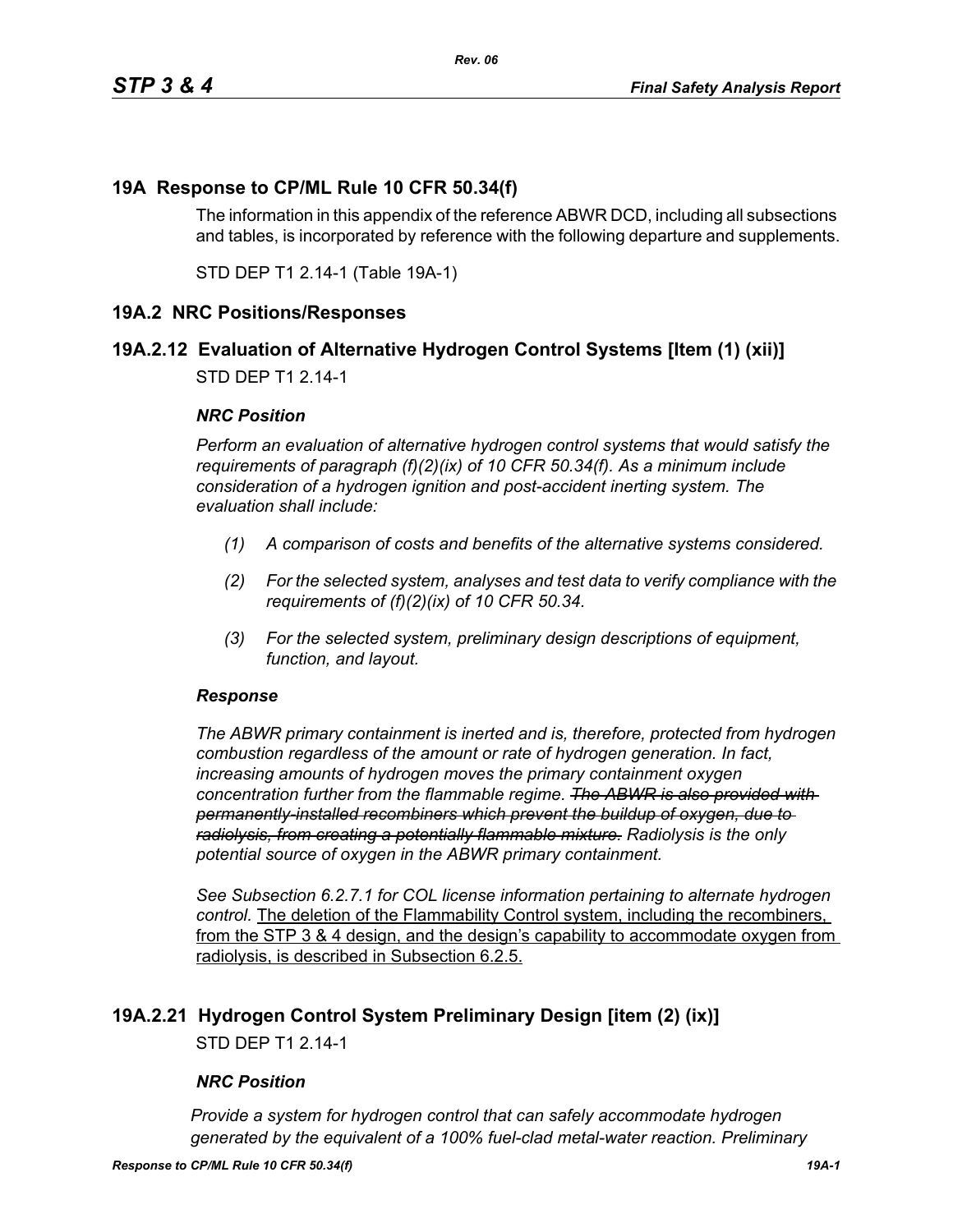# 19A Response to CP/ML Rule 10 CFR 50.34(f)

The information in this appendix of the reference ABWR DCD, including all subsections and tables, is incorporated by reference with the following departure and supplements.

STD DEP T1 2.14-1 (Table 19A-1)

## 19A.2 NRC Positions/Responses

### 19A.2.12 Evaluation of Alternative Hydrogen Control Systems [Item (1) (xii)]

STD DEP T1 2.14-1

***NRC Position***

*Perform an evaluation of alternative hydrogen control systems that would satisfy the requirements of paragraph (f)(2)(ix) of 10 CFR 50.34(f). As a minimum include consideration of a hydrogen ignition and post-accident inerting system. The evaluation shall include:*

*(1) A comparison of costs and benefits of the alternative systems considered.*

*(2) For the selected system, analyses and test data to verify compliance with the requirements of (f)(2)(ix) of 10 CFR 50.34.*

*(3) For the selected system, preliminary design descriptions of equipment, function, and layout.*

***Response***

*The ABWR primary containment is inerted and is, therefore, protected from hydrogen combustion regardless of the amount or rate of hydrogen generation. In fact, increasing amounts of hydrogen moves the primary containment oxygen concentration further from the flammable regime. ~~The ABWR is also provided with permanently-installed recombiners which prevent the buildup of oxygen, due to radiolysis, from creating a potentially flammable mixture.~~ Radiolysis is the only potential source of oxygen in the ABWR primary containment.*

*See Subsection 6.2.7.1 for COL license information pertaining to alternate hydrogen control.* <u>The deletion of the Flammability Control system, including the recombiners, from the STP 3 & 4 design, and the design's capability to accommodate oxygen from radiolysis, is described in Subsection 6.2.5.</u>

### 19A.2.21 Hydrogen Control System Preliminary Design [item (2) (ix)]

STD DEP T1 2.14-1

***NRC Position***

*Provide a system for hydrogen control that can safely accommodate hydrogen generated by the equivalent of a 100% fuel-clad metal-water reaction. Preliminary*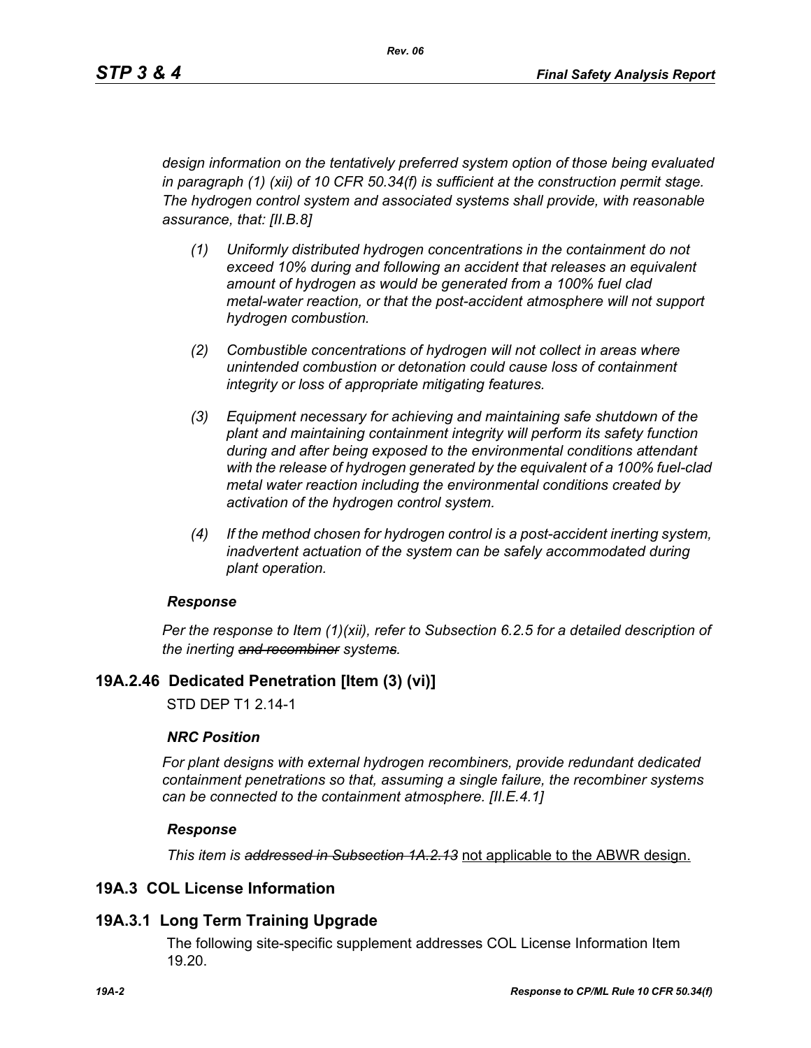*design information on the tentatively preferred system option of those being evaluated in paragraph (1) (xii) of 10 CFR 50.34(f) is sufficient at the construction permit stage. The hydrogen control system and associated systems shall provide, with reasonable assurance, that: [II.B.8]*

*(1) Uniformly distributed hydrogen concentrations in the containment do not exceed 10% during and following an accident that releases an equivalent amount of hydrogen as would be generated from a 100% fuel clad metal-water reaction, or that the post-accident atmosphere will not support hydrogen combustion.*

*(2) Combustible concentrations of hydrogen will not collect in areas where unintended combustion or detonation could cause loss of containment integrity or loss of appropriate mitigating features.*

*(3) Equipment necessary for achieving and maintaining safe shutdown of the plant and maintaining containment integrity will perform its safety function during and after being exposed to the environmental conditions attendant with the release of hydrogen generated by the equivalent of a 100% fuel-clad metal water reaction including the environmental conditions created by activation of the hydrogen control system.*

*(4) If the method chosen for hydrogen control is a post-accident inerting system, inadvertent actuation of the system can be safely accommodated during plant operation.*

***Response***

*Per the response to Item (1)(xii), refer to Subsection 6.2.5 for a detailed description of the inerting ~~and recombiner~~ system~~s~~.*

## 19A.2.46 Dedicated Penetration [Item (3) (vi)]

STD DEP T1 2.14-1

***NRC Position***

*For plant designs with external hydrogen recombiners, provide redundant dedicated containment penetrations so that, assuming a single failure, the recombiner systems can be connected to the containment atmosphere. [II.E.4.1]*

***Response***

*This item is ~~addressed in Subsection 1A.2.13~~* not applicable to the ABWR design.

## 19A.3 COL License Information

## 19A.3.1 Long Term Training Upgrade

The following site-specific supplement addresses COL License Information Item 19.20.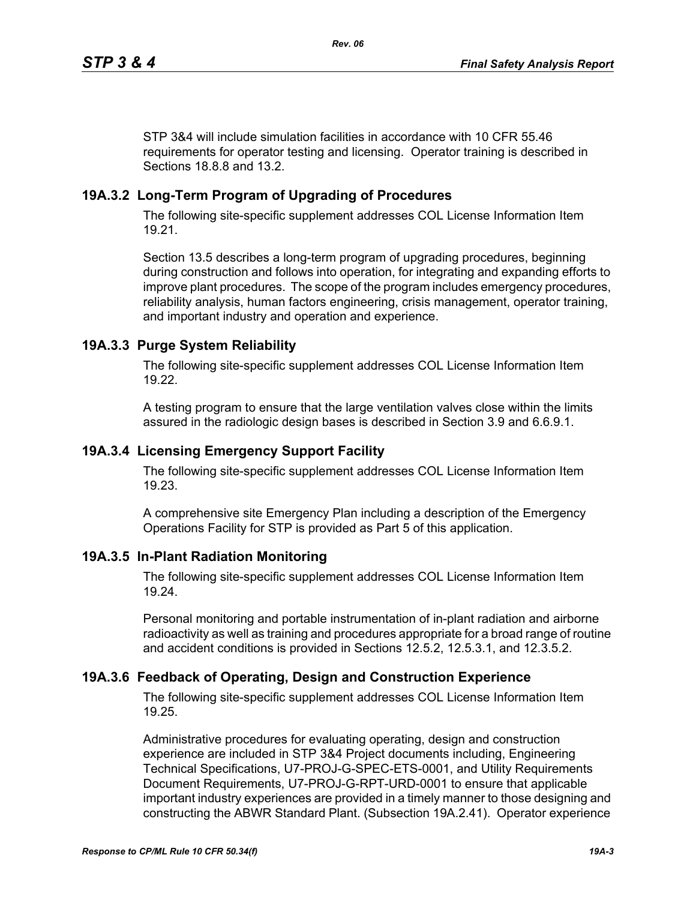STP 3&4 will include simulation facilities in accordance with 10 CFR 55.46 requirements for operator testing and licensing. Operator training is described in Sections 18.8.8 and 13.2.

## 19A.3.2 Long-Term Program of Upgrading of Procedures

The following site-specific supplement addresses COL License Information Item 19.21.

Section 13.5 describes a long-term program of upgrading procedures, beginning during construction and follows into operation, for integrating and expanding efforts to improve plant procedures. The scope of the program includes emergency procedures, reliability analysis, human factors engineering, crisis management, operator training, and important industry and operation and experience.

## 19A.3.3 Purge System Reliability

The following site-specific supplement addresses COL License Information Item 19.22.

A testing program to ensure that the large ventilation valves close within the limits assured in the radiologic design bases is described in Section 3.9 and 6.6.9.1.

## 19A.3.4 Licensing Emergency Support Facility

The following site-specific supplement addresses COL License Information Item 19.23.

A comprehensive site Emergency Plan including a description of the Emergency Operations Facility for STP is provided as Part 5 of this application.

## 19A.3.5 In-Plant Radiation Monitoring

The following site-specific supplement addresses COL License Information Item 19.24.

Personal monitoring and portable instrumentation of in-plant radiation and airborne radioactivity as well as training and procedures appropriate for a broad range of routine and accident conditions is provided in Sections 12.5.2, 12.5.3.1, and 12.3.5.2.

## 19A.3.6 Feedback of Operating, Design and Construction Experience

The following site-specific supplement addresses COL License Information Item 19.25.

Administrative procedures for evaluating operating, design and construction experience are included in STP 3&4 Project documents including, Engineering Technical Specifications, U7-PROJ-G-SPEC-ETS-0001, and Utility Requirements Document Requirements, U7-PROJ-G-RPT-URD-0001 to ensure that applicable important industry experiences are provided in a timely manner to those designing and constructing the ABWR Standard Plant. (Subsection 19A.2.41). Operator experience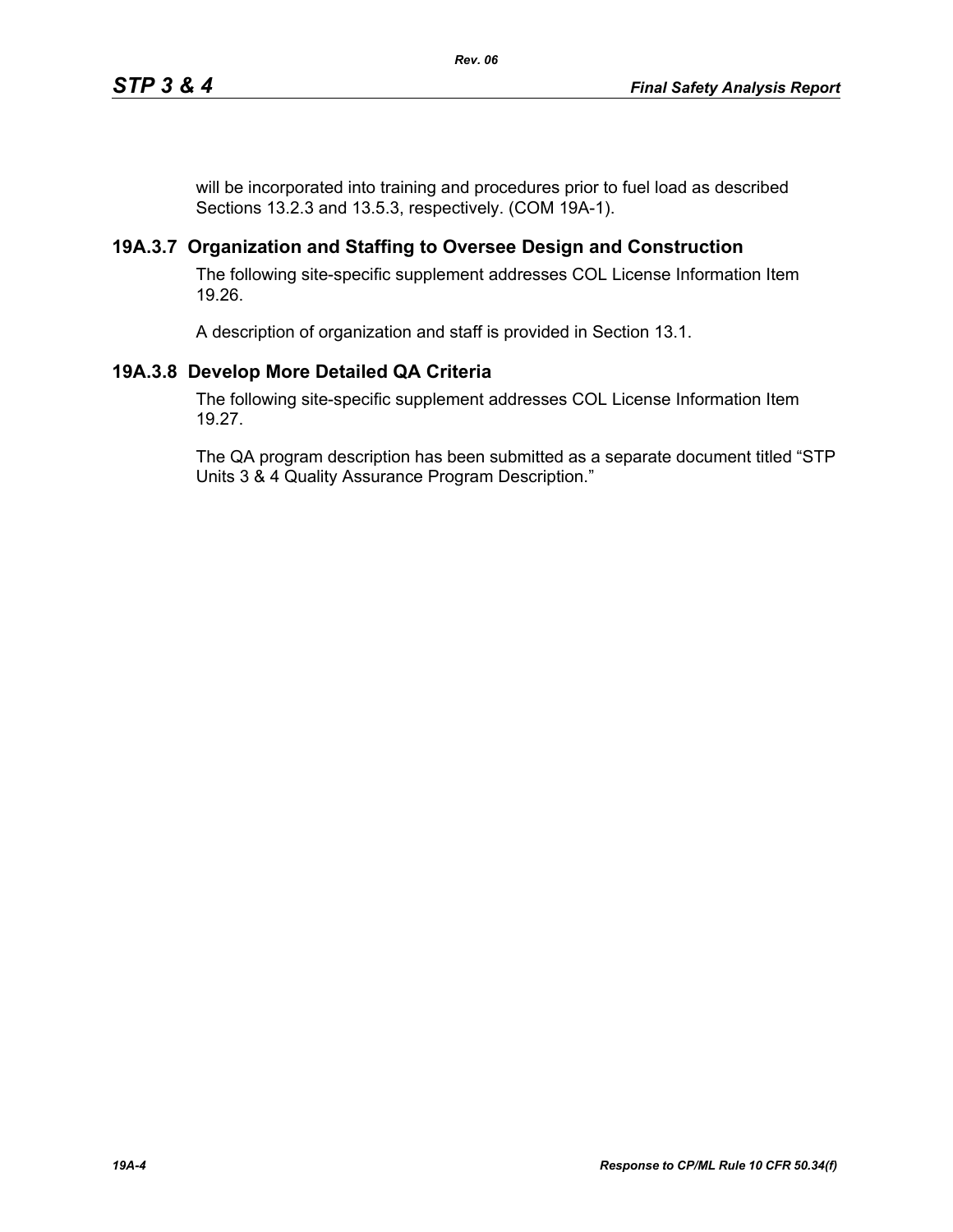will be incorporated into training and procedures prior to fuel load as described Sections 13.2.3 and 13.5.3, respectively. (COM 19A-1).

## 19A.3.7 Organization and Staffing to Oversee Design and Construction

The following site-specific supplement addresses COL License Information Item 19.26.

A description of organization and staff is provided in Section 13.1.

## 19A.3.8 Develop More Detailed QA Criteria

The following site-specific supplement addresses COL License Information Item 19.27.

The QA program description has been submitted as a separate document titled "STP Units 3 & 4 Quality Assurance Program Description."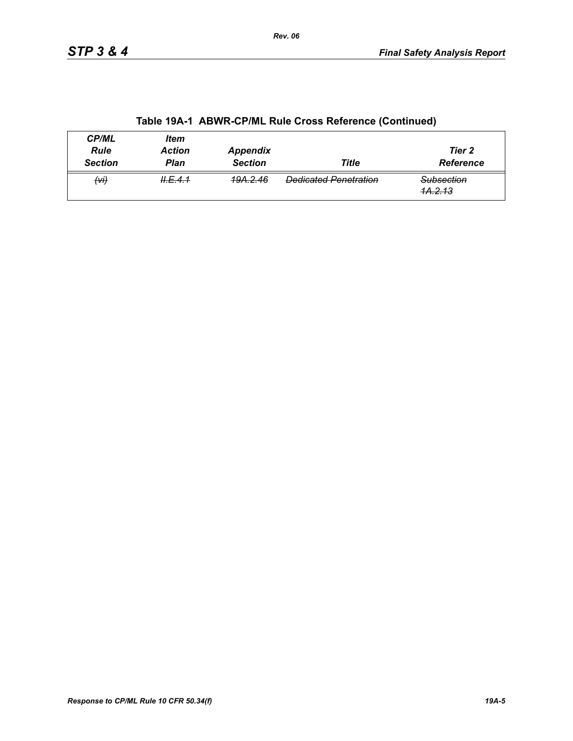**Table 19A-1 ABWR-CP/ML Rule Cross Reference (Continued)**

| *CP/ML Rule Section* | *Item Action Plan* | *Appendix Section* | *Title* | *Tier 2 Reference* |
|---|---|---|---|---|
| ~~*(vi)*~~ | ~~*II.E.4.1*~~ | ~~*19A.2.46*~~ | ~~*Dedicated Penetration*~~ | ~~*Subsection 1A.2.13*~~ |